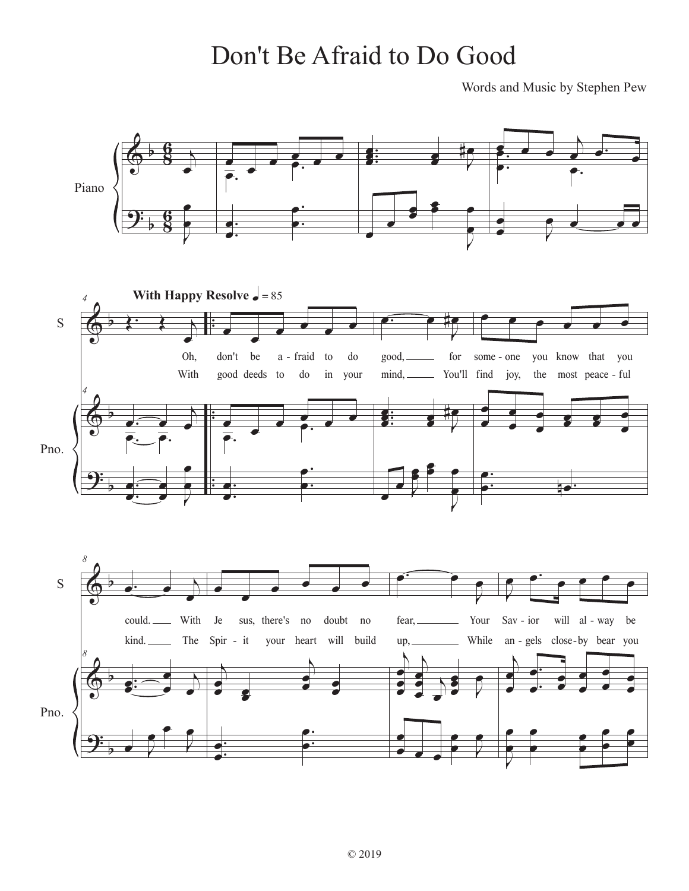# Don't Be Afraid to Do Good

Words and Music by Stephen Pew

Piano

*With Happy Resolve* ♩ = 85

S

Oh, don't be a - fraid to do good, for some - one you know that you could. With Je sus, there's no doubt no fear, Your Sav - ior will al - way be

With good deeds to do in your mind, You'll find joy, the most peace - ful kind. The Spir - it your heart will build up, While an - gels close - by bear you

Pno.

© 2019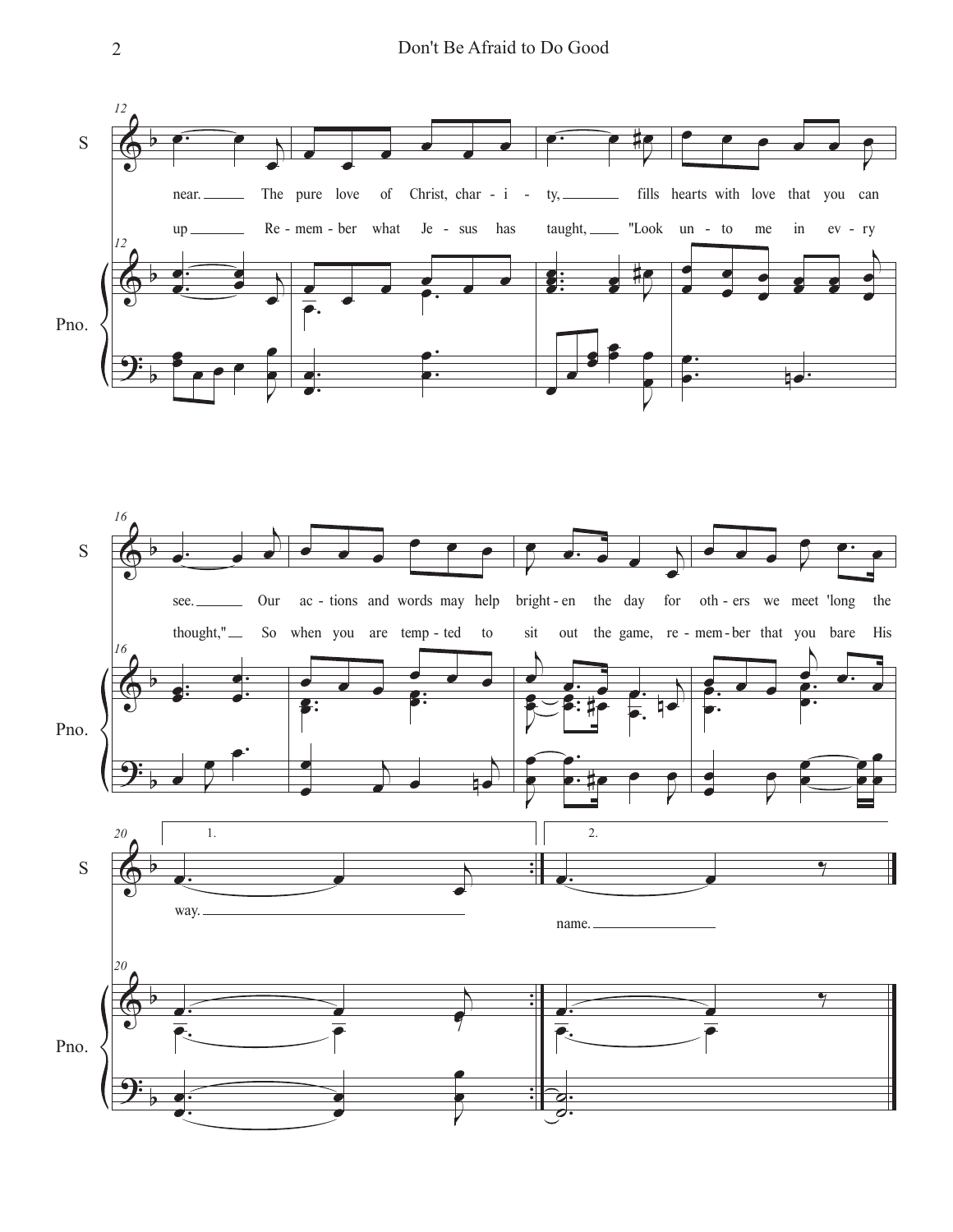near. The pure love of Christ, char - i - ty, fills hearts with love that you can

up Re - mem - ber what Je - sus has taught, "Look un - to me in ev - ry

see. Our ac - tions and words may help bright - en the day for oth - ers we meet 'long the

thought," So when you are temp - ted to sit out the game, re - mem - ber that you bare His

way.

name.